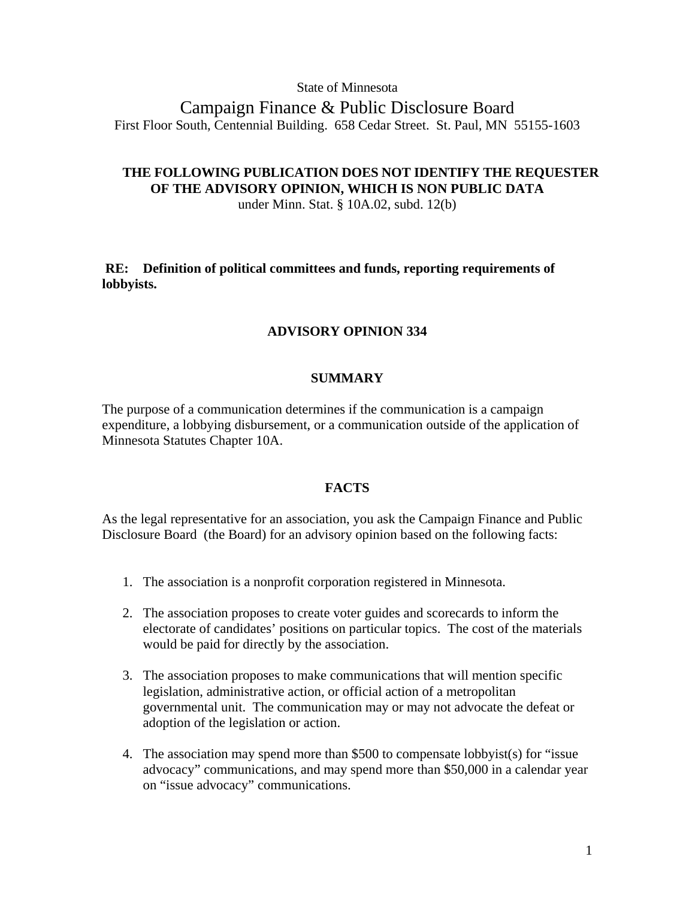State of Minnesota

# Campaign Finance & Public Disclosure Board

First Floor South, Centennial Building. 658 Cedar Street. St. Paul, MN 55155-1603

**THE FOLLOWING PUBLICATION DOES NOT IDENTIFY THE REQUESTER OF THE ADVISORY OPINION, WHICH IS NON PUBLIC DATA**
under Minn. Stat. § 10A.02, subd. 12(b)

**RE: Definition of political committees and funds, reporting requirements of lobbyists.**

## ADVISORY OPINION 334

### SUMMARY

The purpose of a communication determines if the communication is a campaign expenditure, a lobbying disbursement, or a communication outside of the application of Minnesota Statutes Chapter 10A.

### FACTS

As the legal representative for an association, you ask the Campaign Finance and Public Disclosure Board (the Board) for an advisory opinion based on the following facts:

1. The association is a nonprofit corporation registered in Minnesota.

2. The association proposes to create voter guides and scorecards to inform the electorate of candidates' positions on particular topics. The cost of the materials would be paid for directly by the association.

3. The association proposes to make communications that will mention specific legislation, administrative action, or official action of a metropolitan governmental unit. The communication may or may not advocate the defeat or adoption of the legislation or action.

4. The association may spend more than $500 to compensate lobbyist(s) for "issue advocacy" communications, and may spend more than $50,000 in a calendar year on "issue advocacy" communications.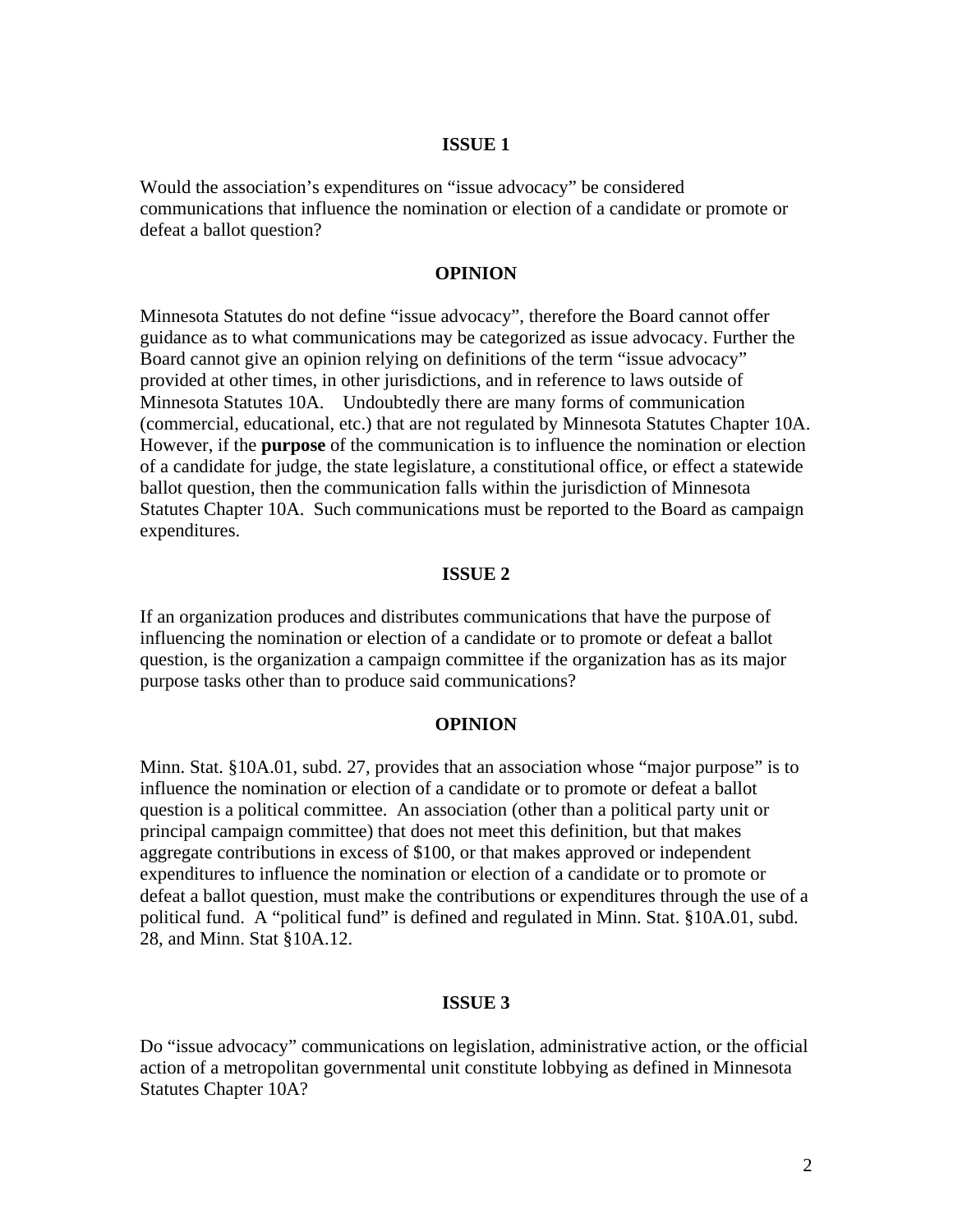## ISSUE 1

Would the association's expenditures on "issue advocacy" be considered communications that influence the nomination or election of a candidate or promote or defeat a ballot question?

## OPINION

Minnesota Statutes do not define "issue advocacy", therefore the Board cannot offer guidance as to what communications may be categorized as issue advocacy. Further the Board cannot give an opinion relying on definitions of the term "issue advocacy" provided at other times, in other jurisdictions, and in reference to laws outside of Minnesota Statutes 10A. Undoubtedly there are many forms of communication (commercial, educational, etc.) that are not regulated by Minnesota Statutes Chapter 10A. However, if the **purpose** of the communication is to influence the nomination or election of a candidate for judge, the state legislature, a constitutional office, or effect a statewide ballot question, then the communication falls within the jurisdiction of Minnesota Statutes Chapter 10A. Such communications must be reported to the Board as campaign expenditures.

## ISSUE 2

If an organization produces and distributes communications that have the purpose of influencing the nomination or election of a candidate or to promote or defeat a ballot question, is the organization a campaign committee if the organization has as its major purpose tasks other than to produce said communications?

## OPINION

Minn. Stat. §10A.01, subd. 27, provides that an association whose "major purpose" is to influence the nomination or election of a candidate or to promote or defeat a ballot question is a political committee. An association (other than a political party unit or principal campaign committee) that does not meet this definition, but that makes aggregate contributions in excess of $100, or that makes approved or independent expenditures to influence the nomination or election of a candidate or to promote or defeat a ballot question, must make the contributions or expenditures through the use of a political fund. A "political fund" is defined and regulated in Minn. Stat. §10A.01, subd. 28, and Minn. Stat §10A.12.

## ISSUE 3

Do "issue advocacy" communications on legislation, administrative action, or the official action of a metropolitan governmental unit constitute lobbying as defined in Minnesota Statutes Chapter 10A?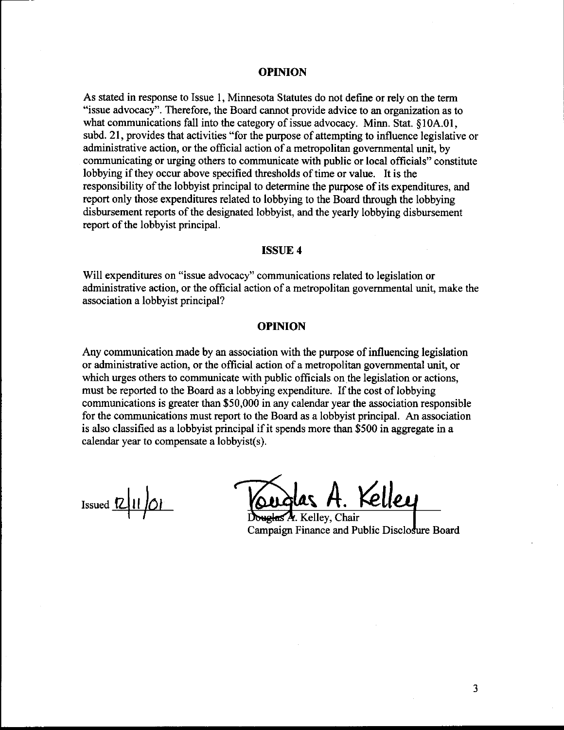## OPINION

As stated in response to Issue 1, Minnesota Statutes do not define or rely on the term "issue advocacy". Therefore, the Board cannot provide advice to an organization as to what communications fall into the category of issue advocacy. Minn. Stat. §10A.01, subd. 21, provides that activities "for the purpose of attempting to influence legislative or administrative action, or the official action of a metropolitan governmental unit, by communicating or urging others to communicate with public or local officials" constitute lobbying if they occur above specified thresholds of time or value. It is the responsibility of the lobbyist principal to determine the purpose of its expenditures, and report only those expenditures related to lobbying to the Board through the lobbying disbursement reports of the designated lobbyist, and the yearly lobbying disbursement report of the lobbyist principal.

## ISSUE 4

Will expenditures on "issue advocacy" communications related to legislation or administrative action, or the official action of a metropolitan governmental unit, make the association a lobbyist principal?

## OPINION

Any communication made by an association with the purpose of influencing legislation or administrative action, or the official action of a metropolitan governmental unit, or which urges others to communicate with public officials on the legislation or actions, must be reported to the Board as a lobbying expenditure. If the cost of lobbying communications is greater than $50,000 in any calendar year the association responsible for the communications must report to the Board as a lobbyist principal. An association is also classified as a lobbyist principal if it spends more than $500 in aggregate in a calendar year to compensate a lobbyist(s).

Issued 12/11/01

Douglas A. Kelley

Douglas A. Kelley, Chair
Campaign Finance and Public Disclosure Board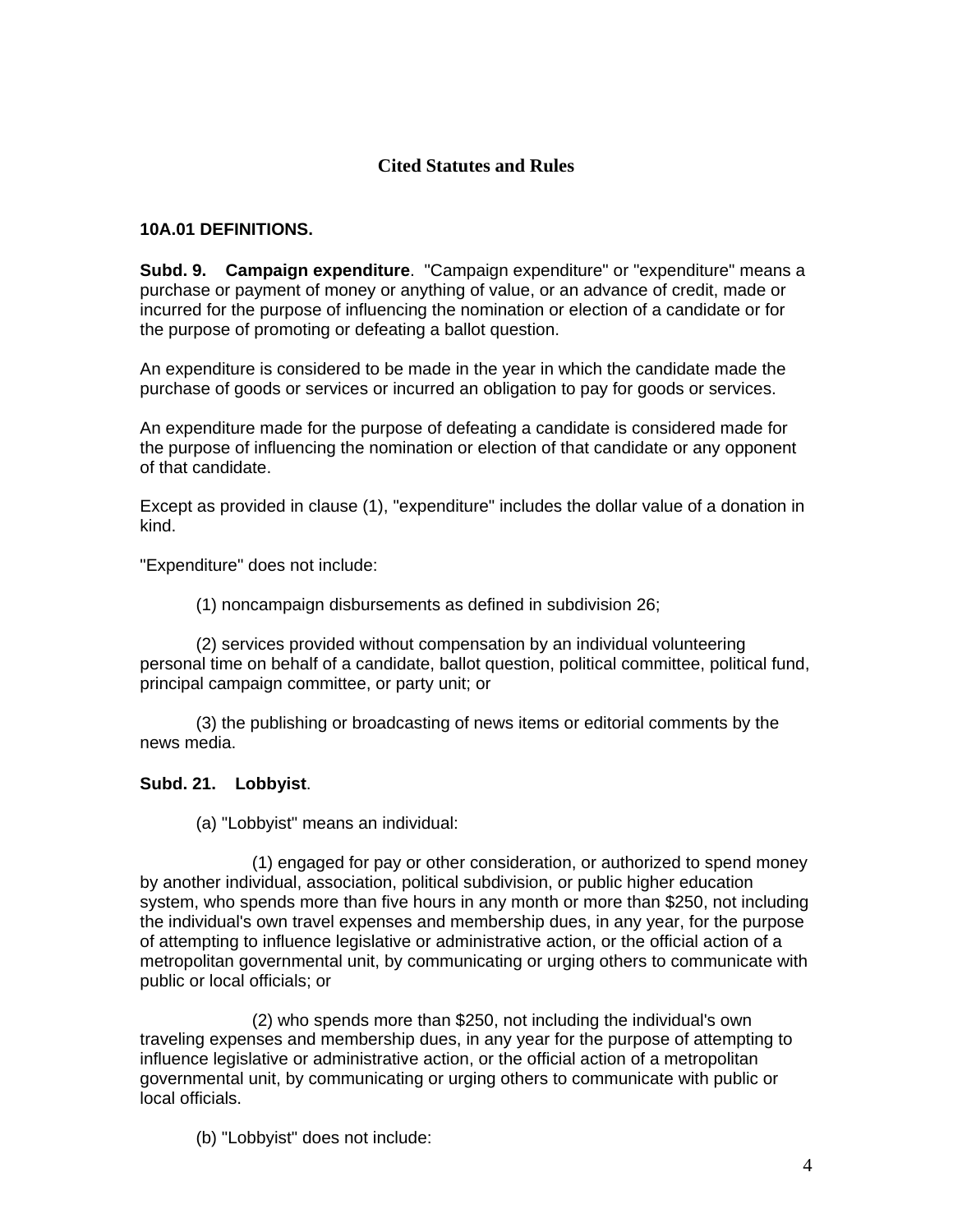## Cited Statutes and Rules

**10A.01 DEFINITIONS.**

**Subd. 9. Campaign expenditure**. "Campaign expenditure" or "expenditure" means a purchase or payment of money or anything of value, or an advance of credit, made or incurred for the purpose of influencing the nomination or election of a candidate or for the purpose of promoting or defeating a ballot question.

An expenditure is considered to be made in the year in which the candidate made the purchase of goods or services or incurred an obligation to pay for goods or services.

An expenditure made for the purpose of defeating a candidate is considered made for the purpose of influencing the nomination or election of that candidate or any opponent of that candidate.

Except as provided in clause (1), "expenditure" includes the dollar value of a donation in kind.

"Expenditure" does not include:

(1) noncampaign disbursements as defined in subdivision 26;

(2) services provided without compensation by an individual volunteering personal time on behalf of a candidate, ballot question, political committee, political fund, principal campaign committee, or party unit; or

(3) the publishing or broadcasting of news items or editorial comments by the news media.

**Subd. 21. Lobbyist**.

(a) "Lobbyist" means an individual:

(1) engaged for pay or other consideration, or authorized to spend money by another individual, association, political subdivision, or public higher education system, who spends more than five hours in any month or more than $250, not including the individual's own travel expenses and membership dues, in any year, for the purpose of attempting to influence legislative or administrative action, or the official action of a metropolitan governmental unit, by communicating or urging others to communicate with public or local officials; or

(2) who spends more than $250, not including the individual's own traveling expenses and membership dues, in any year for the purpose of attempting to influence legislative or administrative action, or the official action of a metropolitan governmental unit, by communicating or urging others to communicate with public or local officials.

(b) "Lobbyist" does not include: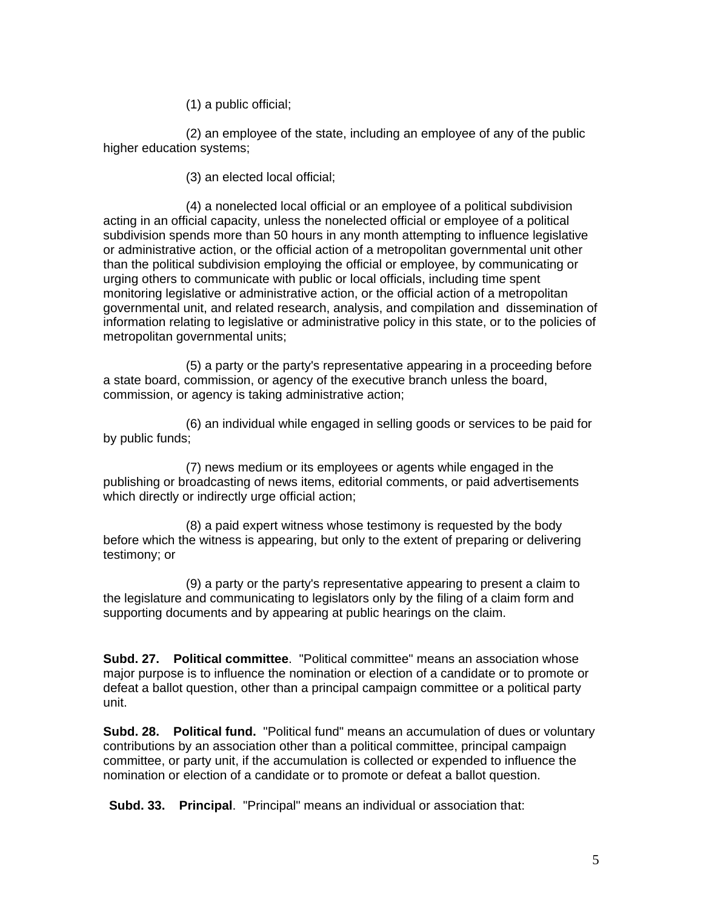(1) a public official;

(2) an employee of the state, including an employee of any of the public higher education systems;

(3) an elected local official;

(4) a nonelected local official or an employee of a political subdivision acting in an official capacity, unless the nonelected official or employee of a political subdivision spends more than 50 hours in any month attempting to influence legislative or administrative action, or the official action of a metropolitan governmental unit other than the political subdivision employing the official or employee, by communicating or urging others to communicate with public or local officials, including time spent monitoring legislative or administrative action, or the official action of a metropolitan governmental unit, and related research, analysis, and compilation and dissemination of information relating to legislative or administrative policy in this state, or to the policies of metropolitan governmental units;

(5) a party or the party's representative appearing in a proceeding before a state board, commission, or agency of the executive branch unless the board, commission, or agency is taking administrative action;

(6) an individual while engaged in selling goods or services to be paid for by public funds;

(7) news medium or its employees or agents while engaged in the publishing or broadcasting of news items, editorial comments, or paid advertisements which directly or indirectly urge official action;

(8) a paid expert witness whose testimony is requested by the body before which the witness is appearing, but only to the extent of preparing or delivering testimony; or

(9) a party or the party's representative appearing to present a claim to the legislature and communicating to legislators only by the filing of a claim form and supporting documents and by appearing at public hearings on the claim.

**Subd. 27. Political committee**. "Political committee" means an association whose major purpose is to influence the nomination or election of a candidate or to promote or defeat a ballot question, other than a principal campaign committee or a political party unit.

**Subd. 28. Political fund.** "Political fund" means an accumulation of dues or voluntary contributions by an association other than a political committee, principal campaign committee, or party unit, if the accumulation is collected or expended to influence the nomination or election of a candidate or to promote or defeat a ballot question.

**Subd. 33. Principal**. "Principal" means an individual or association that: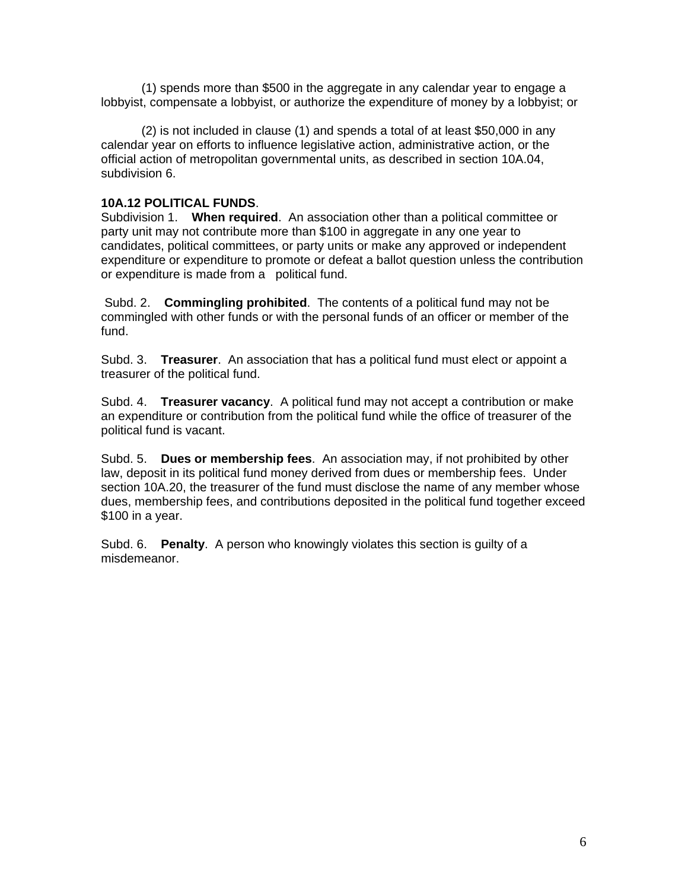(1) spends more than $500 in the aggregate in any calendar year to engage a lobbyist, compensate a lobbyist, or authorize the expenditure of money by a lobbyist; or

(2) is not included in clause (1) and spends a total of at least $50,000 in any calendar year on efforts to influence legislative action, administrative action, or the official action of metropolitan governmental units, as described in section 10A.04, subdivision 6.

**10A.12 POLITICAL FUNDS**.

Subdivision 1. **When required**. An association other than a political committee or party unit may not contribute more than $100 in aggregate in any one year to candidates, political committees, or party units or make any approved or independent expenditure or expenditure to promote or defeat a ballot question unless the contribution or expenditure is made from a political fund.

Subd. 2. **Commingling prohibited**. The contents of a political fund may not be commingled with other funds or with the personal funds of an officer or member of the fund.

Subd. 3. **Treasurer**. An association that has a political fund must elect or appoint a treasurer of the political fund.

Subd. 4. **Treasurer vacancy**. A political fund may not accept a contribution or make an expenditure or contribution from the political fund while the office of treasurer of the political fund is vacant.

Subd. 5. **Dues or membership fees**. An association may, if not prohibited by other law, deposit in its political fund money derived from dues or membership fees. Under section 10A.20, the treasurer of the fund must disclose the name of any member whose dues, membership fees, and contributions deposited in the political fund together exceed $100 in a year.

Subd. 6. **Penalty**. A person who knowingly violates this section is guilty of a misdemeanor.